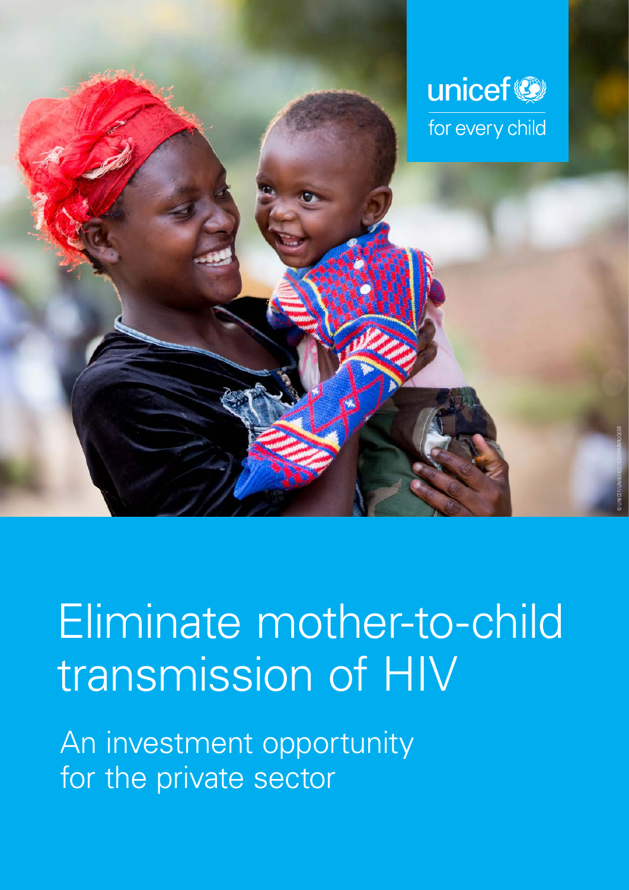unicef
for every child

# Eliminate mother-to-child transmission of HIV

An investment opportunity for the private sector

© UNICEF/UN063122/SCHERMBRUCKER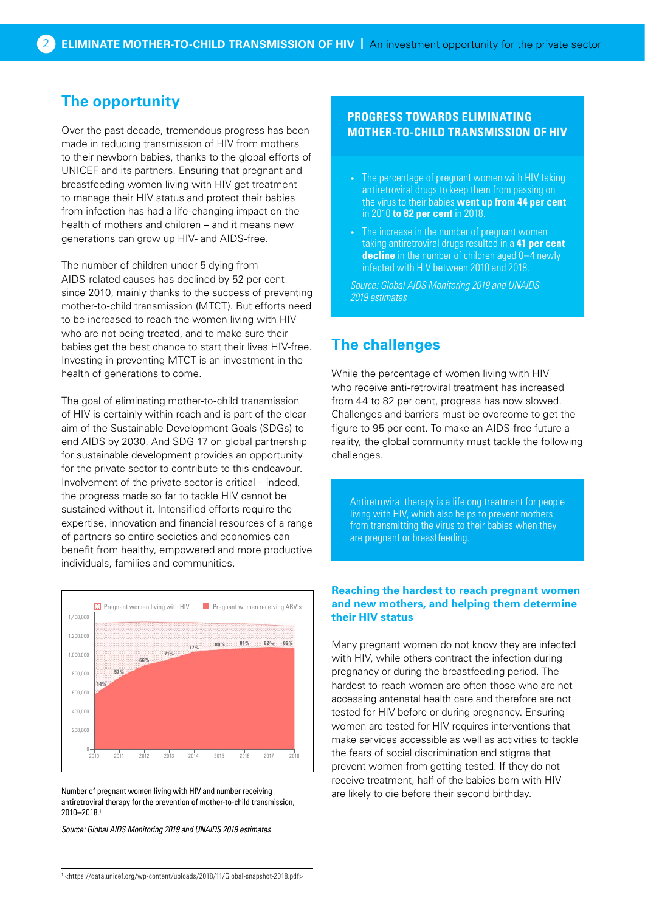## The opportunity

Over the past decade, tremendous progress has been made in reducing transmission of HIV from mothers to their newborn babies, thanks to the global efforts of UNICEF and its partners. Ensuring that pregnant and breastfeeding women living with HIV get treatment to manage their HIV status and protect their babies from infection has had a life-changing impact on the health of mothers and children – and it means new generations can grow up HIV- and AIDS-free.

The number of children under 5 dying from AIDS-related causes has declined by 52 per cent since 2010, mainly thanks to the success of preventing mother-to-child transmission (MTCT). But efforts need to be increased to reach the women living with HIV who are not being treated, and to make sure their babies get the best chance to start their lives HIV-free. Investing in preventing MTCT is an investment in the health of generations to come.

The goal of eliminating mother-to-child transmission of HIV is certainly within reach and is part of the clear aim of the Sustainable Development Goals (SDGs) to end AIDS by 2030. And SDG 17 on global partnership for sustainable development provides an opportunity for the private sector to contribute to this endeavour. Involvement of the private sector is critical – indeed, the progress made so far to tackle HIV cannot be sustained without it. Intensified efforts require the expertise, innovation and financial resources of a range of partners so entire societies and economies can benefit from healthy, empowered and more productive individuals, families and communities.

| Year | Pregnant women receiving ARV's (% of pregnant women living with HIV) |
|---|---|
| 2010 | 44% |
| 2011 | 57% |
| 2012 | 66% |
| 2013 | 71% |
| 2014 | 77% |
| 2015 | 80% |
| 2016 | 81% |
| 2017 | 82% |
| 2018 | 82% |

Number of pregnant women living with HIV and number receiving antiretroviral therapy for the prevention of mother-to-child transmission, 2010–2018.[1]

*Source: Global AIDS Monitoring 2019 and UNAIDS 2019 estimates*

### PROGRESS TOWARDS ELIMINATING MOTHER-TO-CHILD TRANSMISSION OF HIV

- The percentage of pregnant women with HIV taking antiretroviral drugs to keep them from passing on the virus to their babies **went up from 44 per cent** in 2010 **to 82 per cent** in 2018.
- The increase in the number of pregnant women taking antiretroviral drugs resulted in a **41 per cent decline** in the number of children aged 0–4 newly infected with HIV between 2010 and 2018.

*Source: Global AIDS Monitoring 2019 and UNAIDS 2019 estimates*

## The challenges

While the percentage of women living with HIV who receive anti-retroviral treatment has increased from 44 to 82 per cent, progress has now slowed. Challenges and barriers must be overcome to get the figure to 95 per cent. To make an AIDS-free future a reality, the global community must tackle the following challenges.

Antiretroviral therapy is a lifelong treatment for people living with HIV, which also helps to prevent mothers from transmitting the virus to their babies when they are pregnant or breastfeeding.

### Reaching the hardest to reach pregnant women and new mothers, and helping them determine their HIV status

Many pregnant women do not know they are infected with HIV, while others contract the infection during pregnancy or during the breastfeeding period. The hardest-to-reach women are often those who are not accessing antenatal health care and therefore are not tested for HIV before or during pregnancy. Ensuring women are tested for HIV requires interventions that make services accessible as well as activities to tackle the fears of social discrimination and stigma that prevent women from getting tested. If they do not receive treatment, half of the babies born with HIV are likely to die before their second birthday.

[1] <https://data.unicef.org/wp-content/uploads/2018/11/Global-snapshot-2018.pdf>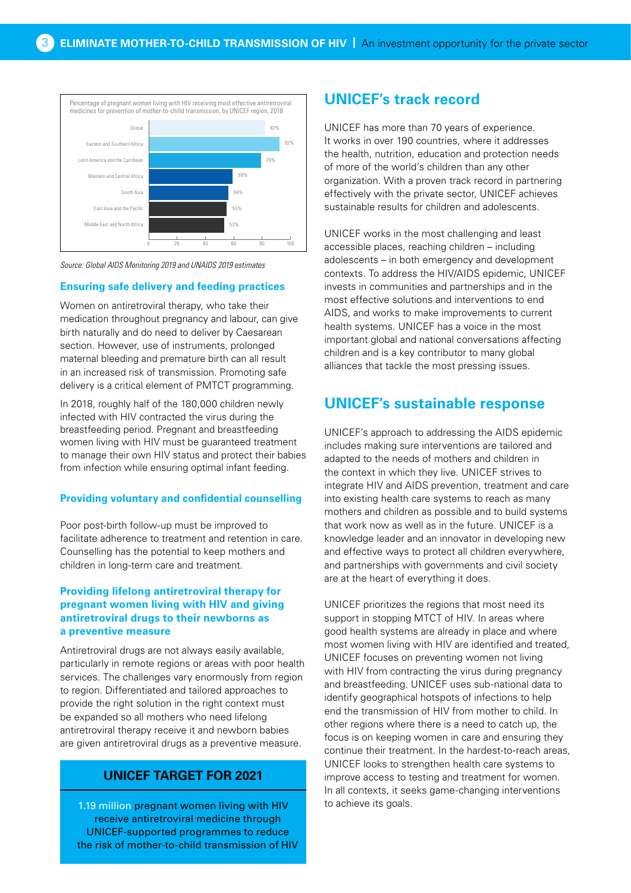Percentage of pregnant women living with HIV receiving most effective antiretroviral medicines for prevention of mother-to-child transmission, by UNICEF region, 2018

| Region | Percentage |
|---|---|
| Global | 82% |
| Eastern and Southern Africa | 92% |
| Latin America and the Carribean | 79% |
| Western and Central Africa | 59% |
| South Asia | 56% |
| East Asia and the Pacific | 55% |
| Middle East and North Africa | 53% |

*Source: Global AIDS Monitoring 2019 and UNAIDS 2019 estimates*

### Ensuring safe delivery and feeding practices

Women on antiretroviral therapy, who take their medication throughout pregnancy and labour, can give birth naturally and do need to deliver by Caesarean section. However, use of instruments, prolonged maternal bleeding and premature birth can all result in an increased risk of transmission. Promoting safe delivery is a critical element of PMTCT programming.

In 2018, roughly half of the 180,000 children newly infected with HIV contracted the virus during the breastfeeding period. Pregnant and breastfeeding women living with HIV must be guaranteed treatment to manage their own HIV status and protect their babies from infection while ensuring optimal infant feeding.

### Providing voluntary and confidential counselling

Poor post-birth follow-up must be improved to facilitate adherence to treatment and retention in care. Counselling has the potential to keep mothers and children in long-term care and treatment.

### Providing lifelong antiretroviral therapy for pregnant women living with HIV and giving antiretroviral drugs to their newborns as a preventive measure

Antiretroviral drugs are not always easily available, particularly in remote regions or areas with poor health services. The challenges vary enormously from region to region. Differentiated and tailored approaches to provide the right solution in the right context must be expanded so all mothers who need lifelong antiretroviral therapy receive it and newborn babies are given antiretroviral drugs as a preventive measure.

**UNICEF TARGET FOR 2021**

1.19 million pregnant women living with HIV receive antiretroviral medicine through UNICEF-supported programmes to reduce the risk of mother-to-child transmission of HIV

## UNICEF's track record

UNICEF has more than 70 years of experience. It works in over 190 countries, where it addresses the health, nutrition, education and protection needs of more of the world's children than any other organization. With a proven track record in partnering effectively with the private sector, UNICEF achieves sustainable results for children and adolescents.

UNICEF works in the most challenging and least accessible places, reaching children – including adolescents – in both emergency and development contexts. To address the HIV/AIDS epidemic, UNICEF invests in communities and partnerships and in the most effective solutions and interventions to end AIDS, and works to make improvements to current health systems. UNICEF has a voice in the most important global and national conversations affecting children and is a key contributor to many global alliances that tackle the most pressing issues.

## UNICEF's sustainable response

UNICEF's approach to addressing the AIDS epidemic includes making sure interventions are tailored and adapted to the needs of mothers and children in the context in which they live. UNICEF strives to integrate HIV and AIDS prevention, treatment and care into existing health care systems to reach as many mothers and children as possible and to build systems that work now as well as in the future. UNICEF is a knowledge leader and an innovator in developing new and effective ways to protect all children everywhere, and partnerships with governments and civil society are at the heart of everything it does.

UNICEF prioritizes the regions that most need its support in stopping MTCT of HIV. In areas where good health systems are already in place and where most women living with HIV are identified and treated, UNICEF focuses on preventing women not living with HIV from contracting the virus during pregnancy and breastfeeding. UNICEF uses sub-national data to identify geographical hotspots of infections to help end the transmission of HIV from mother to child. In other regions where there is a need to catch up, the focus is on keeping women in care and ensuring they continue their treatment. In the hardest-to-reach areas, UNICEF looks to strengthen health care systems to improve access to testing and treatment for women. In all contexts, it seeks game-changing interventions to achieve its goals.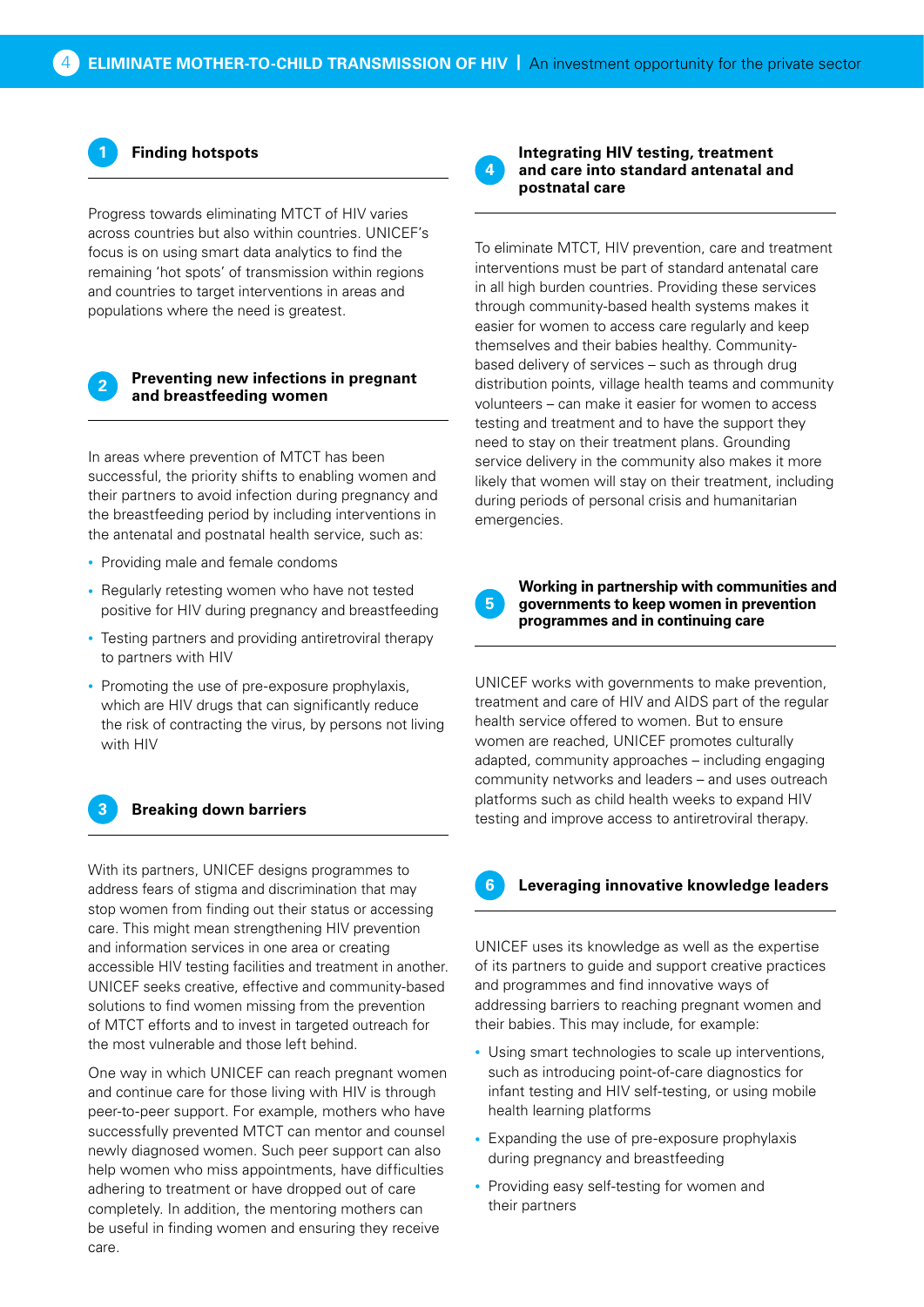## 1 Finding hotspots

Progress towards eliminating MTCT of HIV varies across countries but also within countries. UNICEF's focus is on using smart data analytics to find the remaining 'hot spots' of transmission within regions and countries to target interventions in areas and populations where the need is greatest.

## 2 Preventing new infections in pregnant and breastfeeding women

In areas where prevention of MTCT has been successful, the priority shifts to enabling women and their partners to avoid infection during pregnancy and the breastfeeding period by including interventions in the antenatal and postnatal health service, such as:

- Providing male and female condoms
- Regularly retesting women who have not tested positive for HIV during pregnancy and breastfeeding
- Testing partners and providing antiretroviral therapy to partners with HIV
- Promoting the use of pre-exposure prophylaxis, which are HIV drugs that can significantly reduce the risk of contracting the virus, by persons not living with HIV

## 3 Breaking down barriers

With its partners, UNICEF designs programmes to address fears of stigma and discrimination that may stop women from finding out their status or accessing care. This might mean strengthening HIV prevention and information services in one area or creating accessible HIV testing facilities and treatment in another. UNICEF seeks creative, effective and community-based solutions to find women missing from the prevention of MTCT efforts and to invest in targeted outreach for the most vulnerable and those left behind.

One way in which UNICEF can reach pregnant women and continue care for those living with HIV is through peer-to-peer support. For example, mothers who have successfully prevented MTCT can mentor and counsel newly diagnosed women. Such peer support can also help women who miss appointments, have difficulties adhering to treatment or have dropped out of care completely. In addition, the mentoring mothers can be useful in finding women and ensuring they receive care.

## 4 Integrating HIV testing, treatment and care into standard antenatal and postnatal care

To eliminate MTCT, HIV prevention, care and treatment interventions must be part of standard antenatal care in all high burden countries. Providing these services through community-based health systems makes it easier for women to access care regularly and keep themselves and their babies healthy. Community-based delivery of services – such as through drug distribution points, village health teams and community volunteers – can make it easier for women to access testing and treatment and to have the support they need to stay on their treatment plans. Grounding service delivery in the community also makes it more likely that women will stay on their treatment, including during periods of personal crisis and humanitarian emergencies.

## 5 Working in partnership with communities and governments to keep women in prevention programmes and in continuing care

UNICEF works with governments to make prevention, treatment and care of HIV and AIDS part of the regular health service offered to women. But to ensure women are reached, UNICEF promotes culturally adapted, community approaches – including engaging community networks and leaders – and uses outreach platforms such as child health weeks to expand HIV testing and improve access to antiretroviral therapy.

## 6 Leveraging innovative knowledge leaders

UNICEF uses its knowledge as well as the expertise of its partners to guide and support creative practices and programmes and find innovative ways of addressing barriers to reaching pregnant women and their babies. This may include, for example:

- Using smart technologies to scale up interventions, such as introducing point-of-care diagnostics for infant testing and HIV self-testing, or using mobile health learning platforms
- Expanding the use of pre-exposure prophylaxis during pregnancy and breastfeeding
- Providing easy self-testing for women and their partners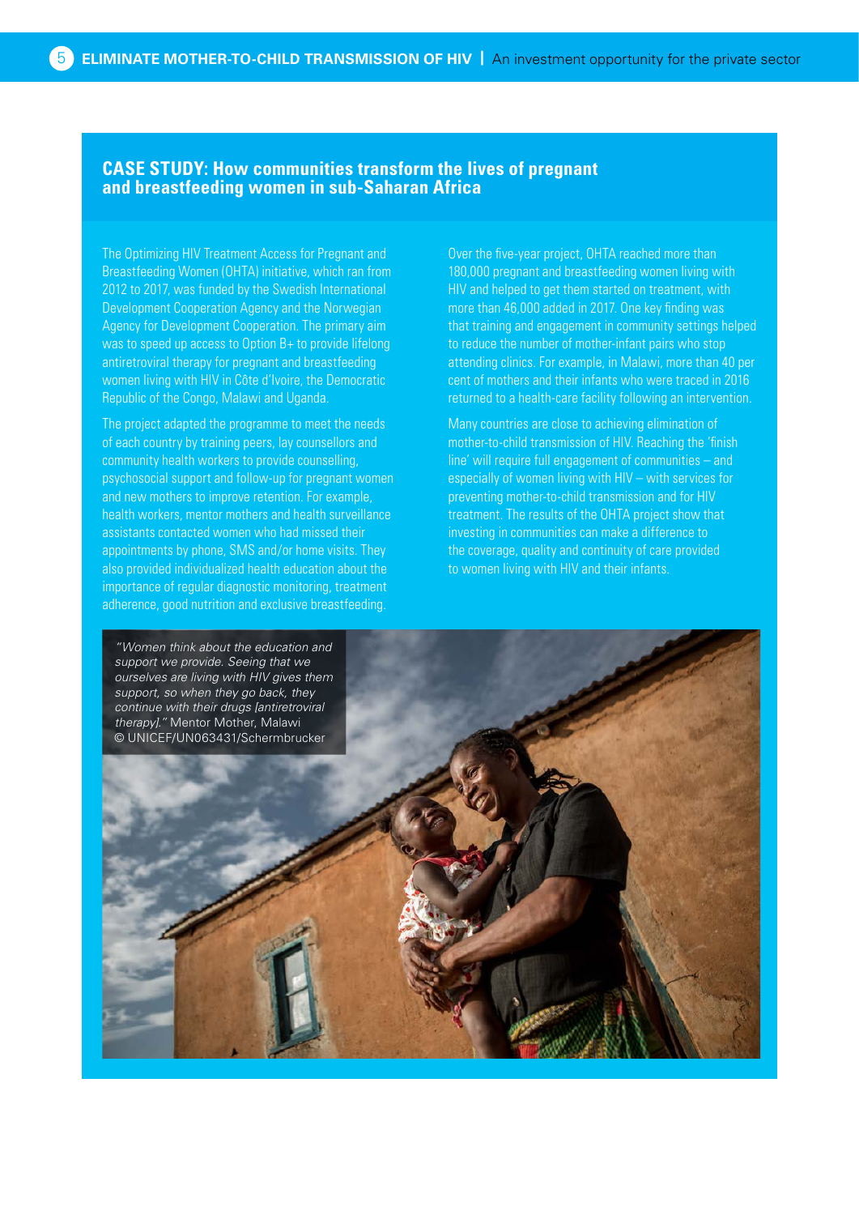## CASE STUDY: How communities transform the lives of pregnant and breastfeeding women in sub-Saharan Africa

The Optimizing HIV Treatment Access for Pregnant and Breastfeeding Women (OHTA) initiative, which ran from 2012 to 2017, was funded by the Swedish International Development Cooperation Agency and the Norwegian Agency for Development Cooperation. The primary aim was to speed up access to Option B+ to provide lifelong antiretroviral therapy for pregnant and breastfeeding women living with HIV in Côte d'Ivoire, the Democratic Republic of the Congo, Malawi and Uganda.

The project adapted the programme to meet the needs of each country by training peers, lay counsellors and community health workers to provide counselling, psychosocial support and follow-up for pregnant women and new mothers to improve retention. For example, health workers, mentor mothers and health surveillance assistants contacted women who had missed their appointments by phone, SMS and/or home visits. They also provided individualized health education about the importance of regular diagnostic monitoring, treatment adherence, good nutrition and exclusive breastfeeding.

Over the five-year project, OHTA reached more than 180,000 pregnant and breastfeeding women living with HIV and helped to get them started on treatment, with more than 46,000 added in 2017. One key finding was that training and engagement in community settings helped to reduce the number of mother-infant pairs who stop attending clinics. For example, in Malawi, more than 40 per cent of mothers and their infants who were traced in 2016 returned to a health-care facility following an intervention.

Many countries are close to achieving elimination of mother-to-child transmission of HIV. Reaching the 'finish line' will require full engagement of communities – and especially of women living with HIV – with services for preventing mother-to-child transmission and for HIV treatment. The results of the OHTA project show that investing in communities can make a difference to the coverage, quality and continuity of care provided to women living with HIV and their infants.

*"Women think about the education and support we provide. Seeing that we ourselves are living with HIV gives them support, so when they go back, they continue with their drugs [antiretroviral therapy]."* Mentor Mother, Malawi
© UNICEF/UN063431/Schermbrucker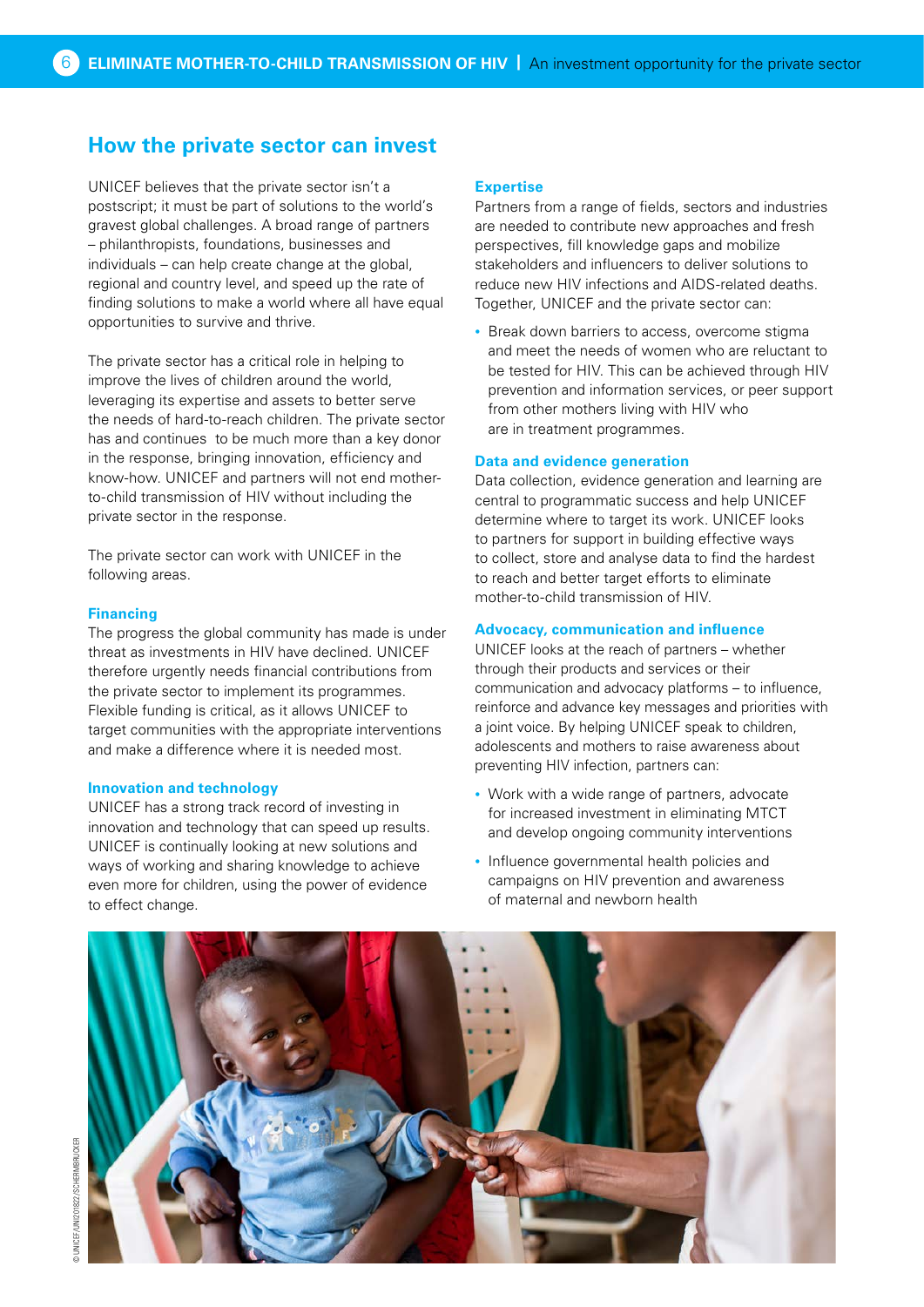## How the private sector can invest

UNICEF believes that the private sector isn't a postscript; it must be part of solutions to the world's gravest global challenges. A broad range of partners – philanthropists, foundations, businesses and individuals – can help create change at the global, regional and country level, and speed up the rate of finding solutions to make a world where all have equal opportunities to survive and thrive.

The private sector has a critical role in helping to improve the lives of children around the world, leveraging its expertise and assets to better serve the needs of hard-to-reach children. The private sector has and continues to be much more than a key donor in the response, bringing innovation, efficiency and know-how. UNICEF and partners will not end mother-to-child transmission of HIV without including the private sector in the response.

The private sector can work with UNICEF in the following areas.

### Financing

The progress the global community has made is under threat as investments in HIV have declined. UNICEF therefore urgently needs financial contributions from the private sector to implement its programmes. Flexible funding is critical, as it allows UNICEF to target communities with the appropriate interventions and make a difference where it is needed most.

### Innovation and technology

UNICEF has a strong track record of investing in innovation and technology that can speed up results. UNICEF is continually looking at new solutions and ways of working and sharing knowledge to achieve even more for children, using the power of evidence to effect change.

### Expertise

Partners from a range of fields, sectors and industries are needed to contribute new approaches and fresh perspectives, fill knowledge gaps and mobilize stakeholders and influencers to deliver solutions to reduce new HIV infections and AIDS-related deaths. Together, UNICEF and the private sector can:

- Break down barriers to access, overcome stigma and meet the needs of women who are reluctant to be tested for HIV. This can be achieved through HIV prevention and information services, or peer support from other mothers living with HIV who are in treatment programmes.

### Data and evidence generation

Data collection, evidence generation and learning are central to programmatic success and help UNICEF determine where to target its work. UNICEF looks to partners for support in building effective ways to collect, store and analyse data to find the hardest to reach and better target efforts to eliminate mother-to-child transmission of HIV.

### Advocacy, communication and influence

UNICEF looks at the reach of partners – whether through their products and services or their communication and advocacy platforms – to influence, reinforce and advance key messages and priorities with a joint voice. By helping UNICEF speak to children, adolescents and mothers to raise awareness about preventing HIV infection, partners can:

- Work with a wide range of partners, advocate for increased investment in eliminating MTCT and develop ongoing community interventions
- Influence governmental health policies and campaigns on HIV prevention and awareness of maternal and newborn health

© UNICEF/UNI201822/SCHERMBRUCKER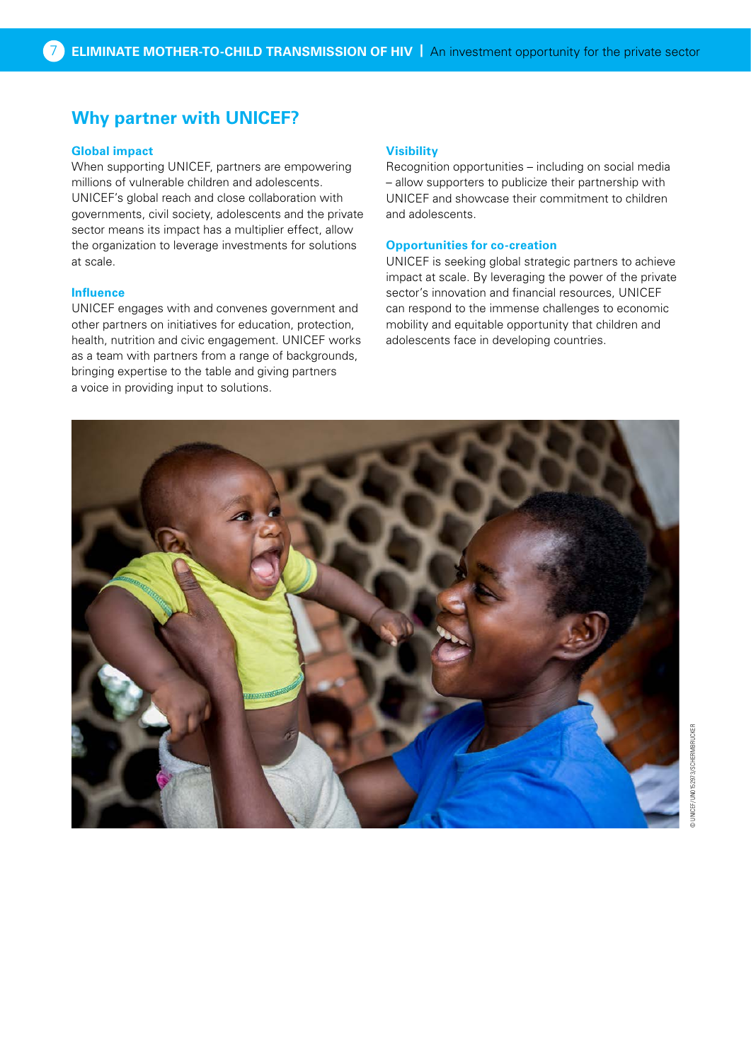## Why partner with UNICEF?

### Global impact

When supporting UNICEF, partners are empowering millions of vulnerable children and adolescents. UNICEF's global reach and close collaboration with governments, civil society, adolescents and the private sector means its impact has a multiplier effect, allow the organization to leverage investments for solutions at scale.

### Influence

UNICEF engages with and convenes government and other partners on initiatives for education, protection, health, nutrition and civic engagement. UNICEF works as a team with partners from a range of backgrounds, bringing expertise to the table and giving partners a voice in providing input to solutions.

### Visibility

Recognition opportunities – including on social media – allow supporters to publicize their partnership with UNICEF and showcase their commitment to children and adolescents.

### Opportunities for co-creation

UNICEF is seeking global strategic partners to achieve impact at scale. By leveraging the power of the private sector's innovation and financial resources, UNICEF can respond to the immense challenges to economic mobility and equitable opportunity that children and adolescents face in developing countries.

© UNICEF/UN0152973/SCHERMBRUCKER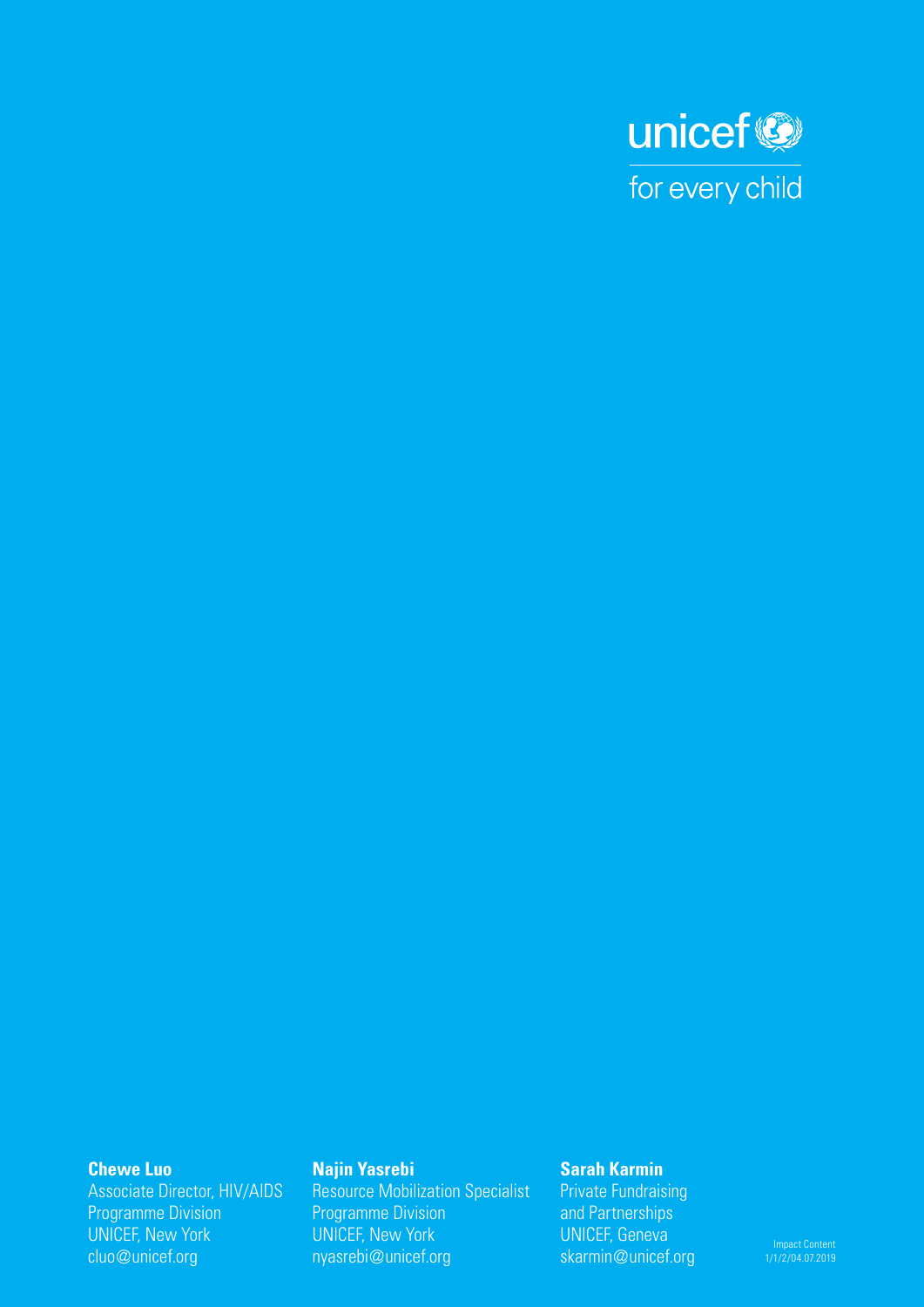unicef
for every child

**Chewe Luo**
Associate Director, HIV/AIDS
Programme Division
UNICEF, New York
cluo@unicef.org

**Najin Yasrebi**
Resource Mobilization Specialist
Programme Division
UNICEF, New York
nyasrebi@unicef.org

**Sarah Karmin**
Private Fundraising
and Partnerships
UNICEF, Geneva
skarmin@unicef.org

Impact Content
1/1/2/04.07.2019